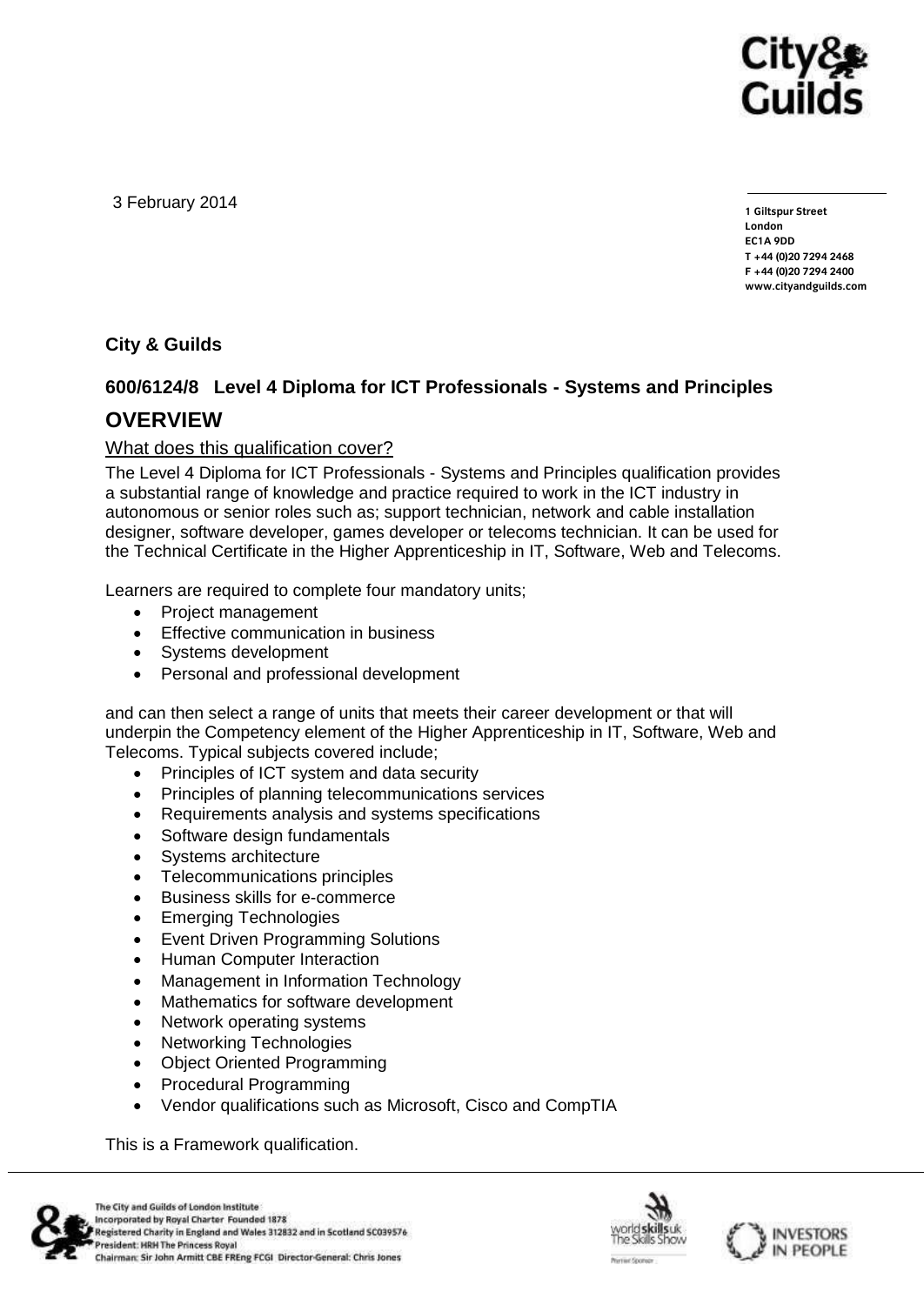3 February 2014

1 Giltspur Street
London
EC1A 9DD
T +44 (0)20 7294 2468
F +44 (0)20 7294 2400
www.cityandguilds.com

**City & Guilds**

### 600/6124/8 Level 4 Diploma for ICT Professionals - Systems and Principles

## OVERVIEW

What does this qualification cover?

The Level 4 Diploma for ICT Professionals - Systems and Principles qualification provides a substantial range of knowledge and practice required to work in the ICT industry in autonomous or senior roles such as; support technician, network and cable installation designer, software developer, games developer or telecoms technician. It can be used for the Technical Certificate in the Higher Apprenticeship in IT, Software, Web and Telecoms.

Learners are required to complete four mandatory units;

- Project management
- Effective communication in business
- Systems development
- Personal and professional development

and can then select a range of units that meets their career development or that will underpin the Competency element of the Higher Apprenticeship in IT, Software, Web and Telecoms. Typical subjects covered include;

- Principles of ICT system and data security
- Principles of planning telecommunications services
- Requirements analysis and systems specifications
- Software design fundamentals
- Systems architecture
- Telecommunications principles
- Business skills for e-commerce
- Emerging Technologies
- Event Driven Programming Solutions
- Human Computer Interaction
- Management in Information Technology
- Mathematics for software development
- Network operating systems
- Networking Technologies
- Object Oriented Programming
- Procedural Programming
- Vendor qualifications such as Microsoft, Cisco and CompTIA

This is a Framework qualification.

The City and Guilds of London Institute
Incorporated by Royal Charter Founded 1878
Registered Charity in England and Wales 312832 and in Scotland SC039576
President: HRH The Princess Royal
Chairman: Sir John Armitt CBE FREng FCGI Director-General: Chris Jones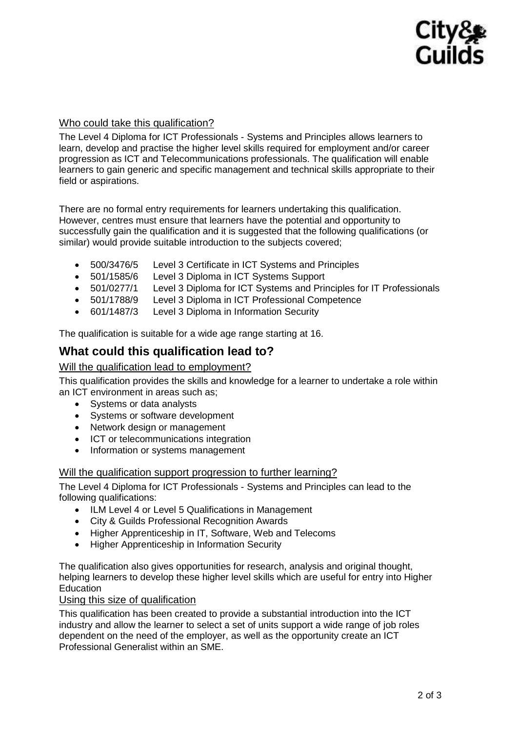### Who could take this qualification?

The Level 4 Diploma for ICT Professionals - Systems and Principles allows learners to learn, develop and practise the higher level skills required for employment and/or career progression as ICT and Telecommunications professionals. The qualification will enable learners to gain generic and specific management and technical skills appropriate to their field or aspirations.

There are no formal entry requirements for learners undertaking this qualification. However, centres must ensure that learners have the potential and opportunity to successfully gain the qualification and it is suggested that the following qualifications (or similar) would provide suitable introduction to the subjects covered;

- 500/3476/5 Level 3 Certificate in ICT Systems and Principles
- 501/1585/6 Level 3 Diploma in ICT Systems Support
- 501/0277/1 Level 3 Diploma for ICT Systems and Principles for IT Professionals
- 501/1788/9 Level 3 Diploma in ICT Professional Competence
- 601/1487/3 Level 3 Diploma in Information Security

The qualification is suitable for a wide age range starting at 16.

## What could this qualification lead to?

### Will the qualification lead to employment?

This qualification provides the skills and knowledge for a learner to undertake a role within an ICT environment in areas such as;

- Systems or data analysts
- Systems or software development
- Network design or management
- ICT or telecommunications integration
- Information or systems management

### Will the qualification support progression to further learning?

The Level 4 Diploma for ICT Professionals - Systems and Principles can lead to the following qualifications:

- ILM Level 4 or Level 5 Qualifications in Management
- City & Guilds Professional Recognition Awards
- Higher Apprenticeship in IT, Software, Web and Telecoms
- Higher Apprenticeship in Information Security

The qualification also gives opportunities for research, analysis and original thought, helping learners to develop these higher level skills which are useful for entry into Higher Education

### Using this size of qualification

This qualification has been created to provide a substantial introduction into the ICT industry and allow the learner to select a set of units support a wide range of job roles dependent on the need of the employer, as well as the opportunity create an ICT Professional Generalist within an SME.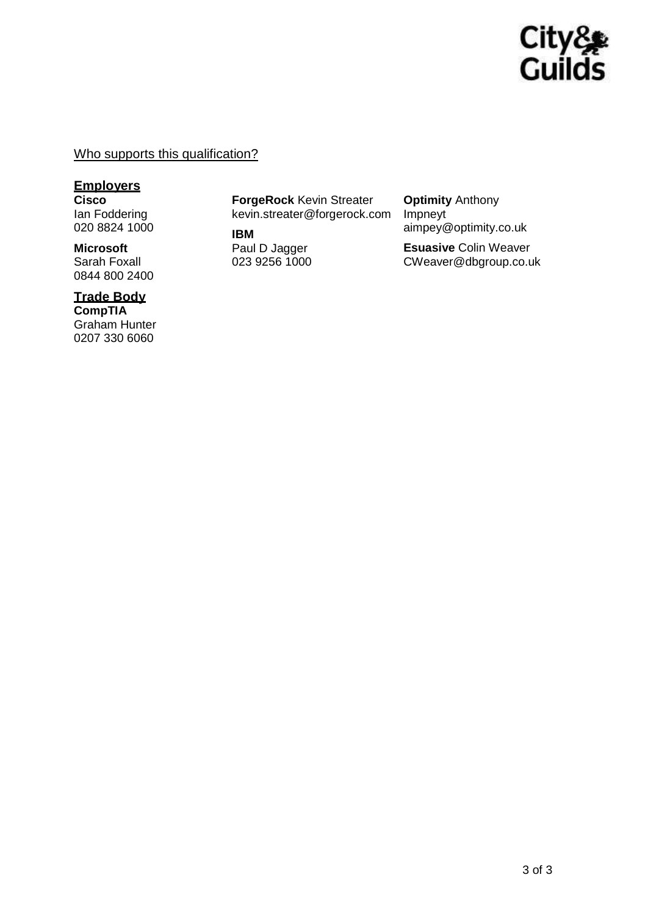Who supports this qualification?

**Employers**

**Cisco**
Ian Foddering
020 8824 1000

**Microsoft**
Sarah Foxall
0844 800 2400

**ForgeRock** Kevin Streater
kevin.streater@forgerock.com

**IBM**
Paul D Jagger
023 9256 1000

**Optimity** Anthony Impneyt
aimpey@optimity.co.uk

**Esuasive** Colin Weaver
CWeaver@dbgroup.co.uk

**Trade Body**

**CompTIA**
Graham Hunter
0207 330 6060